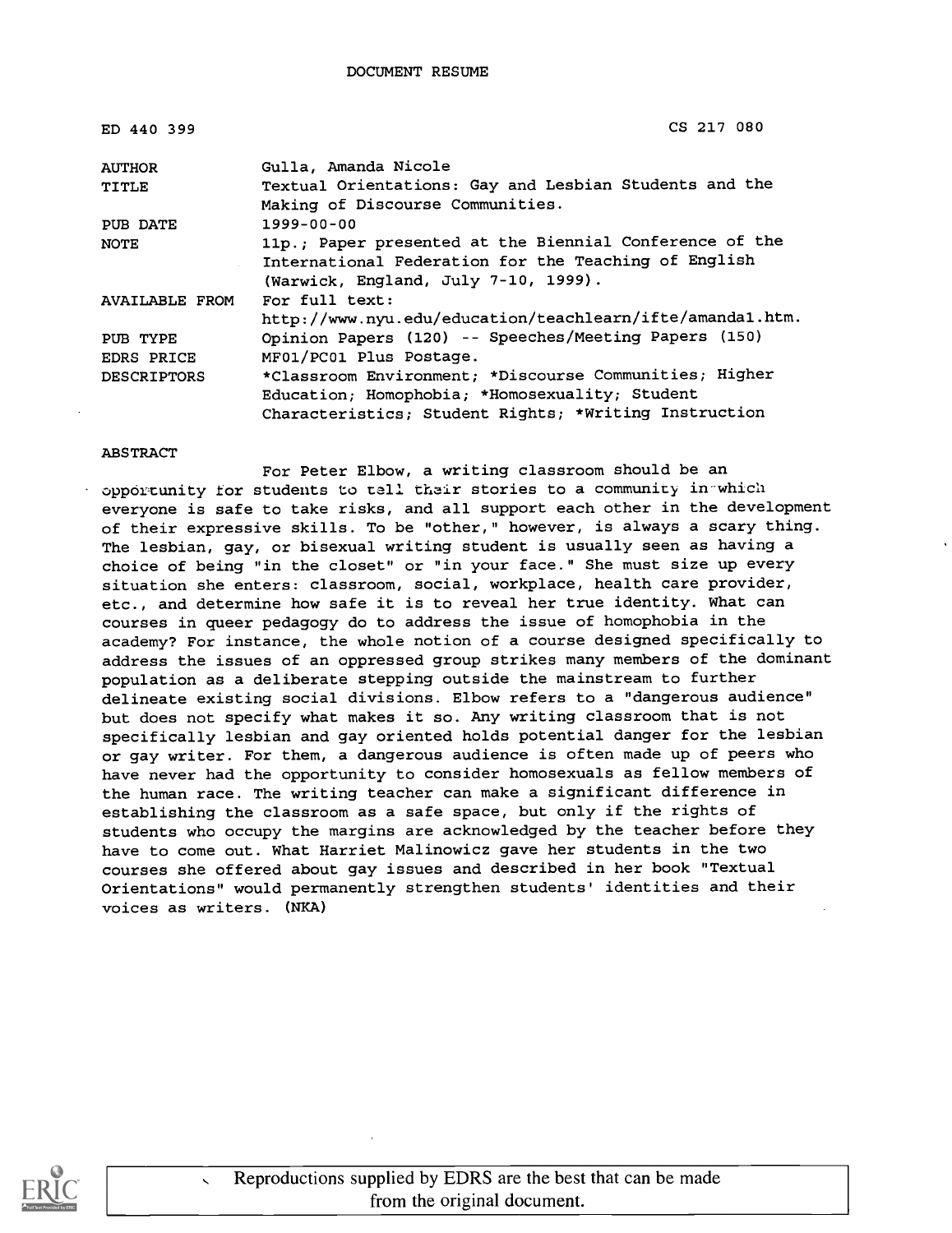DOCUMENT RESUME

| | |
|---|---|
| ED 440 399 | CS 217 080 |
| AUTHOR | Gulla, Amanda Nicole |
| TITLE | Textual Orientations: Gay and Lesbian Students and the Making of Discourse Communities. |
| PUB DATE | 1999-00-00 |
| NOTE | 11p.; Paper presented at the Biennial Conference of the International Federation for the Teaching of English (Warwick, England, July 7-10, 1999). |
| AVAILABLE FROM | For full text: http://www.nyu.edu/education/teachlearn/ifte/amanda1.htm. |
| PUB TYPE | Opinion Papers (120) -- Speeches/Meeting Papers (150) |
| EDRS PRICE | MF01/PC01 Plus Postage. |
| DESCRIPTORS | *Classroom Environment; *Discourse Communities; Higher Education; Homophobia; *Homosexuality; Student Characteristics; Student Rights; *Writing Instruction |

ABSTRACT

For Peter Elbow, a writing classroom should be an opportunity for students to tell their stories to a community in which everyone is safe to take risks, and all support each other in the development of their expressive skills. To be "other," however, is always a scary thing. The lesbian, gay, or bisexual writing student is usually seen as having a choice of being "in the closet" or "in your face." She must size up every situation she enters: classroom, social, workplace, health care provider, etc., and determine how safe it is to reveal her true identity. What can courses in queer pedagogy do to address the issue of homophobia in the academy? For instance, the whole notion of a course designed specifically to address the issues of an oppressed group strikes many members of the dominant population as a deliberate stepping outside the mainstream to further delineate existing social divisions. Elbow refers to a "dangerous audience" but does not specify what makes it so. Any writing classroom that is not specifically lesbian and gay oriented holds potential danger for the lesbian or gay writer. For them, a dangerous audience is often made up of peers who have never had the opportunity to consider homosexuals as fellow members of the human race. The writing teacher can make a significant difference in establishing the classroom as a safe space, but only if the rights of students who occupy the margins are acknowledged by the teacher before they have to come out. What Harriet Malinowicz gave her students in the two courses she offered about gay issues and described in her book "Textual Orientations" would permanently strengthen students' identities and their voices as writers. (NKA)

Reproductions supplied by EDRS are the best that can be made from the original document.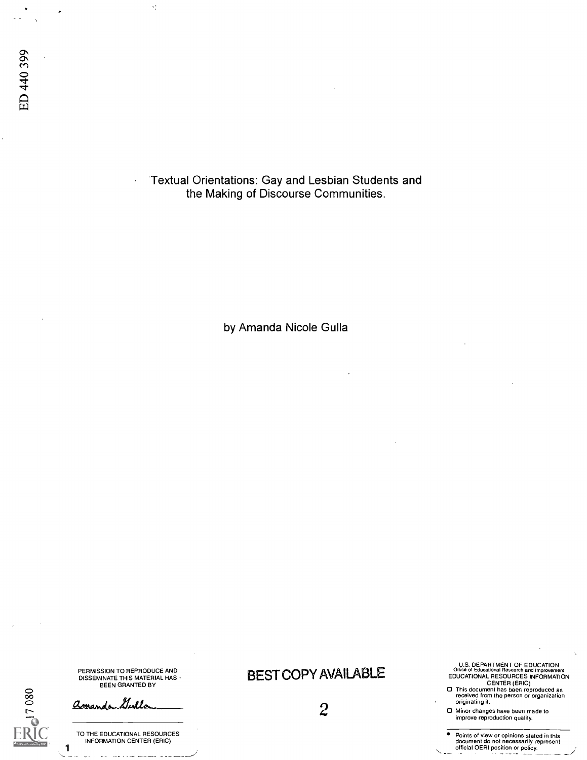ED 440 399

Textual Orientations: Gay and Lesbian Students and the Making of Discourse Communities.

by Amanda Nicole Gulla

PERMISSION TO REPRODUCE AND DISSEMINATE THIS MATERIAL HAS BEEN GRANTED BY

Amanda Gulla

TO THE EDUCATIONAL RESOURCES INFORMATION CENTER (ERIC)

BEST COPY AVAILABLE

U.S. DEPARTMENT OF EDUCATION
Office of Educational Research and Improvement
EDUCATIONAL RESOURCES INFORMATION CENTER (ERIC)

- This document has been reproduced as received from the person or organization originating it.
- Minor changes have been made to improve reproduction quality.

- Points of view or opinions stated in this document do not necessarily represent official OERI position or policy.

CS 017 080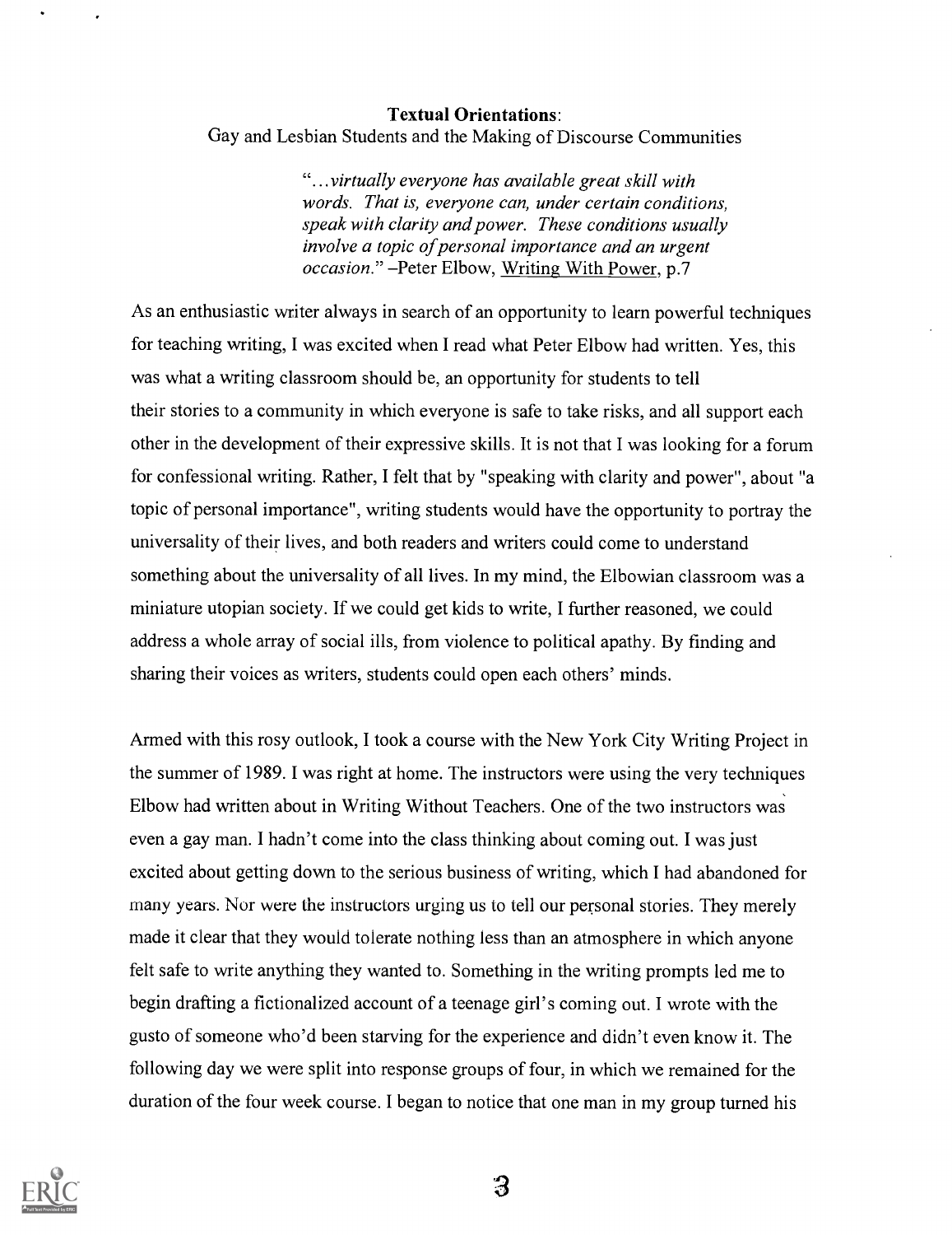**Textual Orientations**:
Gay and Lesbian Students and the Making of Discourse Communities

> "...*virtually everyone has available great skill with words. That is, everyone can, under certain conditions, speak with clarity and power. These conditions usually involve a topic of personal importance and an urgent occasion.*" –Peter Elbow, Writing With Power, p.7

As an enthusiastic writer always in search of an opportunity to learn powerful techniques for teaching writing, I was excited when I read what Peter Elbow had written. Yes, this was what a writing classroom should be, an opportunity for students to tell their stories to a community in which everyone is safe to take risks, and all support each other in the development of their expressive skills. It is not that I was looking for a forum for confessional writing. Rather, I felt that by "speaking with clarity and power", about "a topic of personal importance", writing students would have the opportunity to portray the universality of their lives, and both readers and writers could come to understand something about the universality of all lives. In my mind, the Elbowian classroom was a miniature utopian society. If we could get kids to write, I further reasoned, we could address a whole array of social ills, from violence to political apathy. By finding and sharing their voices as writers, students could open each others' minds.

Armed with this rosy outlook, I took a course with the New York City Writing Project in the summer of 1989. I was right at home. The instructors were using the very techniques Elbow had written about in Writing Without Teachers. One of the two instructors was even a gay man. I hadn't come into the class thinking about coming out. I was just excited about getting down to the serious business of writing, which I had abandoned for many years. Nor were the instructors urging us to tell our personal stories. They merely made it clear that they would tolerate nothing less than an atmosphere in which anyone felt safe to write anything they wanted to. Something in the writing prompts led me to begin drafting a fictionalized account of a teenage girl's coming out. I wrote with the gusto of someone who'd been starving for the experience and didn't even know it. The following day we were split into response groups of four, in which we remained for the duration of the four week course. I began to notice that one man in my group turned his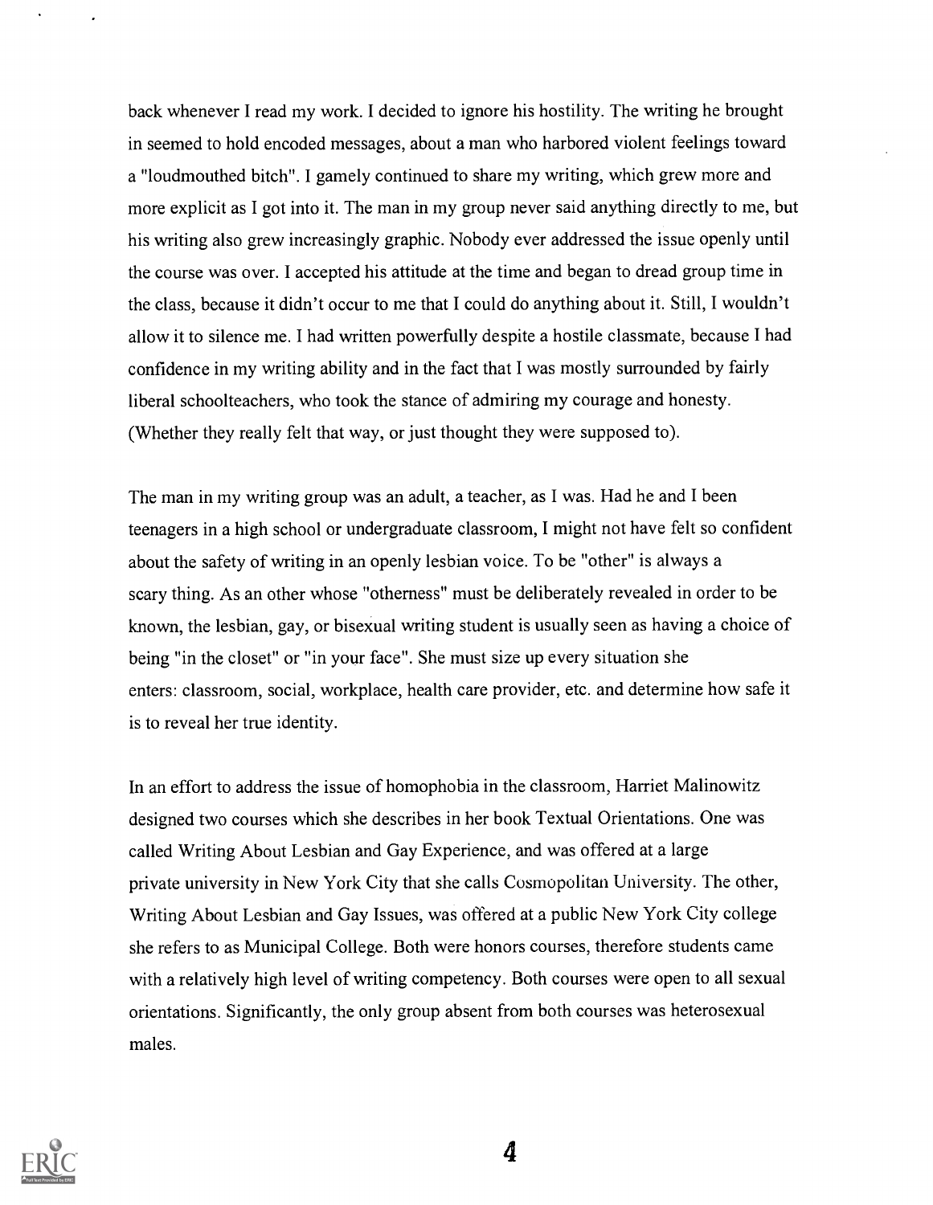back whenever I read my work. I decided to ignore his hostility. The writing he brought in seemed to hold encoded messages, about a man who harbored violent feelings toward a "loudmouthed bitch". I gamely continued to share my writing, which grew more and more explicit as I got into it. The man in my group never said anything directly to me, but his writing also grew increasingly graphic. Nobody ever addressed the issue openly until the course was over. I accepted his attitude at the time and began to dread group time in the class, because it didn't occur to me that I could do anything about it. Still, I wouldn't allow it to silence me. I had written powerfully despite a hostile classmate, because I had confidence in my writing ability and in the fact that I was mostly surrounded by fairly liberal schoolteachers, who took the stance of admiring my courage and honesty. (Whether they really felt that way, or just thought they were supposed to).

The man in my writing group was an adult, a teacher, as I was. Had he and I been teenagers in a high school or undergraduate classroom, I might not have felt so confident about the safety of writing in an openly lesbian voice. To be "other" is always a scary thing. As an other whose "otherness" must be deliberately revealed in order to be known, the lesbian, gay, or bisexual writing student is usually seen as having a choice of being "in the closet" or "in your face". She must size up every situation she enters: classroom, social, workplace, health care provider, etc. and determine how safe it is to reveal her true identity.

In an effort to address the issue of homophobia in the classroom, Harriet Malinowitz designed two courses which she describes in her book Textual Orientations. One was called Writing About Lesbian and Gay Experience, and was offered at a large private university in New York City that she calls Cosmopolitan University. The other, Writing About Lesbian and Gay Issues, was offered at a public New York City college she refers to as Municipal College. Both were honors courses, therefore students came with a relatively high level of writing competency. Both courses were open to all sexual orientations. Significantly, the only group absent from both courses was heterosexual males.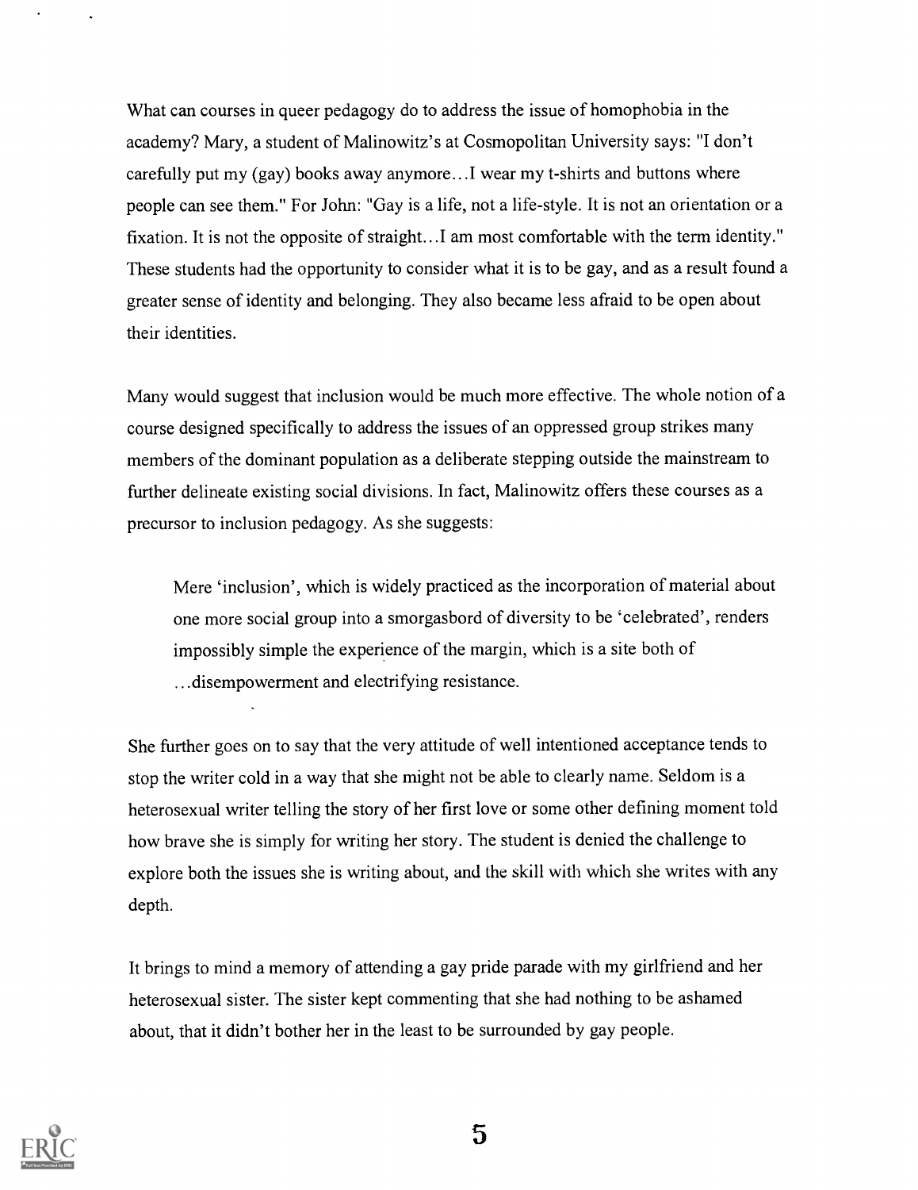What can courses in queer pedagogy do to address the issue of homophobia in the academy? Mary, a student of Malinowitz's at Cosmopolitan University says: "I don't carefully put my (gay) books away anymore…I wear my t-shirts and buttons where people can see them." For John: "Gay is a life, not a life-style. It is not an orientation or a fixation. It is not the opposite of straight…I am most comfortable with the term identity." These students had the opportunity to consider what it is to be gay, and as a result found a greater sense of identity and belonging. They also became less afraid to be open about their identities.

Many would suggest that inclusion would be much more effective. The whole notion of a course designed specifically to address the issues of an oppressed group strikes many members of the dominant population as a deliberate stepping outside the mainstream to further delineate existing social divisions. In fact, Malinowitz offers these courses as a precursor to inclusion pedagogy. As she suggests:

> Mere 'inclusion', which is widely practiced as the incorporation of material about one more social group into a smorgasbord of diversity to be 'celebrated', renders impossibly simple the experience of the margin, which is a site both of …disempowerment and electrifying resistance.

She further goes on to say that the very attitude of well intentioned acceptance tends to stop the writer cold in a way that she might not be able to clearly name. Seldom is a heterosexual writer telling the story of her first love or some other defining moment told how brave she is simply for writing her story. The student is denied the challenge to explore both the issues she is writing about, and the skill with which she writes with any depth.

It brings to mind a memory of attending a gay pride parade with my girlfriend and her heterosexual sister. The sister kept commenting that she had nothing to be ashamed about, that it didn't bother her in the least to be surrounded by gay people.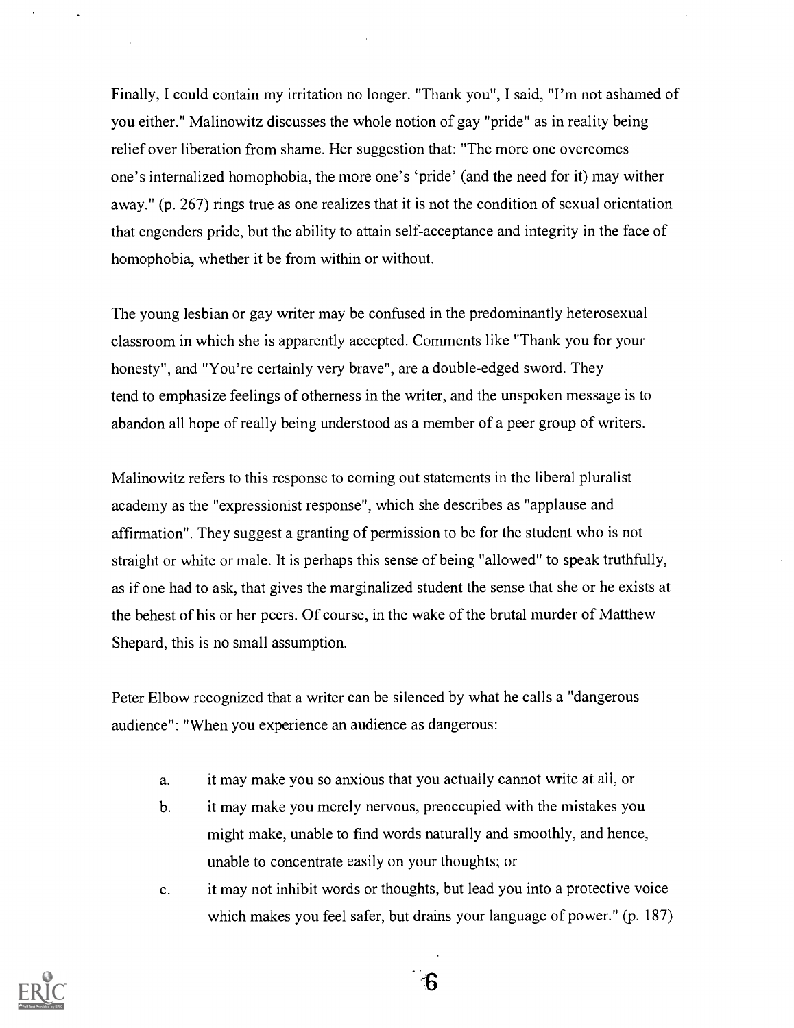Finally, I could contain my irritation no longer. "Thank you", I said, "I'm not ashamed of you either." Malinowitz discusses the whole notion of gay "pride" as in reality being relief over liberation from shame. Her suggestion that: "The more one overcomes one's internalized homophobia, the more one's 'pride' (and the need for it) may wither away." (p. 267) rings true as one realizes that it is not the condition of sexual orientation that engenders pride, but the ability to attain self-acceptance and integrity in the face of homophobia, whether it be from within or without.

The young lesbian or gay writer may be confused in the predominantly heterosexual classroom in which she is apparently accepted. Comments like "Thank you for your honesty", and "You're certainly very brave", are a double-edged sword. They tend to emphasize feelings of otherness in the writer, and the unspoken message is to abandon all hope of really being understood as a member of a peer group of writers.

Malinowitz refers to this response to coming out statements in the liberal pluralist academy as the "expressionist response", which she describes as "applause and affirmation". They suggest a granting of permission to be for the student who is not straight or white or male. It is perhaps this sense of being "allowed" to speak truthfully, as if one had to ask, that gives the marginalized student the sense that she or he exists at the behest of his or her peers. Of course, in the wake of the brutal murder of Matthew Shepard, this is no small assumption.

Peter Elbow recognized that a writer can be silenced by what he calls a "dangerous audience": "When you experience an audience as dangerous:

a. it may make you so anxious that you actually cannot write at all, or
b. it may make you merely nervous, preoccupied with the mistakes you might make, unable to find words naturally and smoothly, and hence, unable to concentrate easily on your thoughts; or
c. it may not inhibit words or thoughts, but lead you into a protective voice which makes you feel safer, but drains your language of power." (p. 187)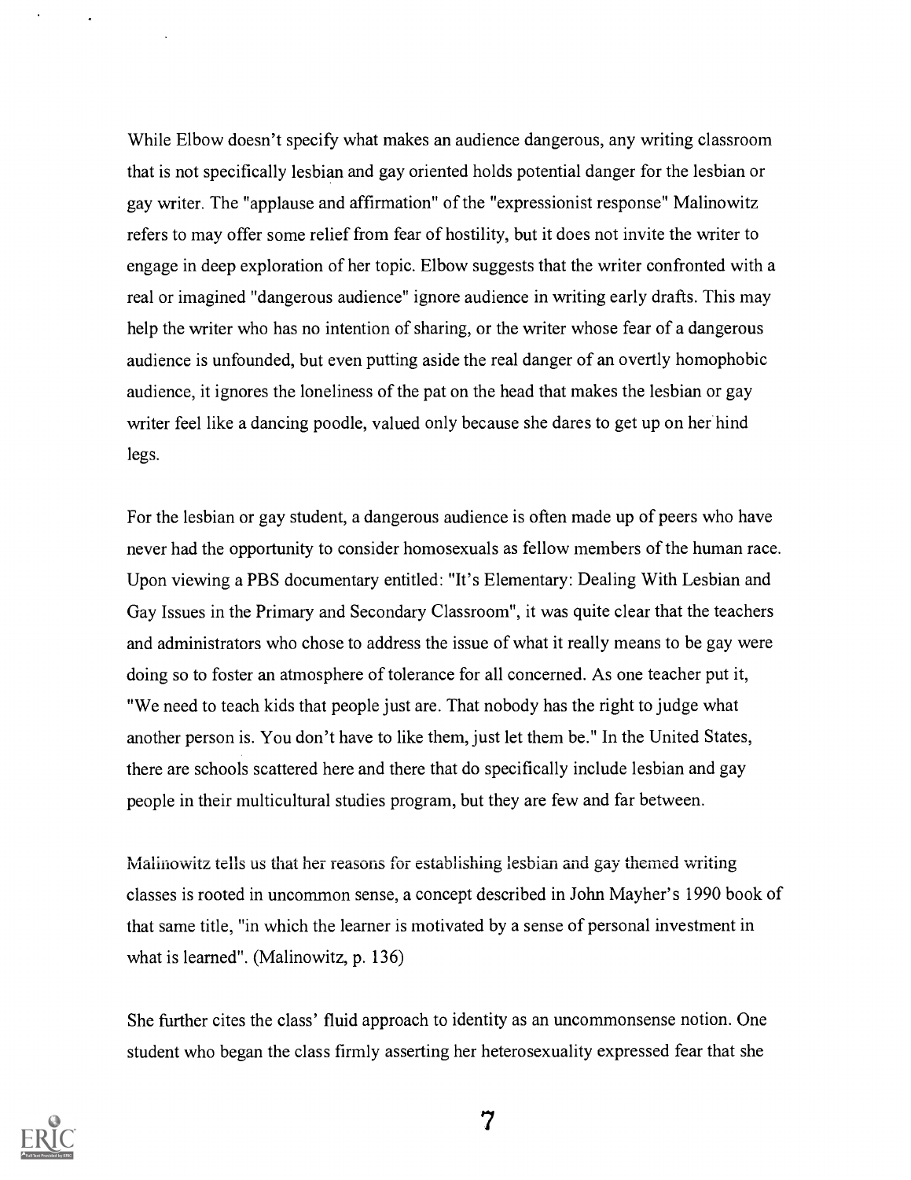While Elbow doesn't specify what makes an audience dangerous, any writing classroom that is not specifically lesbian and gay oriented holds potential danger for the lesbian or gay writer. The "applause and affirmation" of the "expressionist response" Malinowitz refers to may offer some relief from fear of hostility, but it does not invite the writer to engage in deep exploration of her topic. Elbow suggests that the writer confronted with a real or imagined "dangerous audience" ignore audience in writing early drafts. This may help the writer who has no intention of sharing, or the writer whose fear of a dangerous audience is unfounded, but even putting aside the real danger of an overtly homophobic audience, it ignores the loneliness of the pat on the head that makes the lesbian or gay writer feel like a dancing poodle, valued only because she dares to get up on her hind legs.

For the lesbian or gay student, a dangerous audience is often made up of peers who have never had the opportunity to consider homosexuals as fellow members of the human race. Upon viewing a PBS documentary entitled: "It's Elementary: Dealing With Lesbian and Gay Issues in the Primary and Secondary Classroom", it was quite clear that the teachers and administrators who chose to address the issue of what it really means to be gay were doing so to foster an atmosphere of tolerance for all concerned. As one teacher put it, "We need to teach kids that people just are. That nobody has the right to judge what another person is. You don't have to like them, just let them be." In the United States, there are schools scattered here and there that do specifically include lesbian and gay people in their multicultural studies program, but they are few and far between.

Malinowitz tells us that her reasons for establishing lesbian and gay themed writing classes is rooted in uncommon sense, a concept described in John Mayher's 1990 book of that same title, "in which the learner is motivated by a sense of personal investment in what is learned". (Malinowitz, p. 136)

She further cites the class' fluid approach to identity as an uncommonsense notion. One student who began the class firmly asserting her heterosexuality expressed fear that she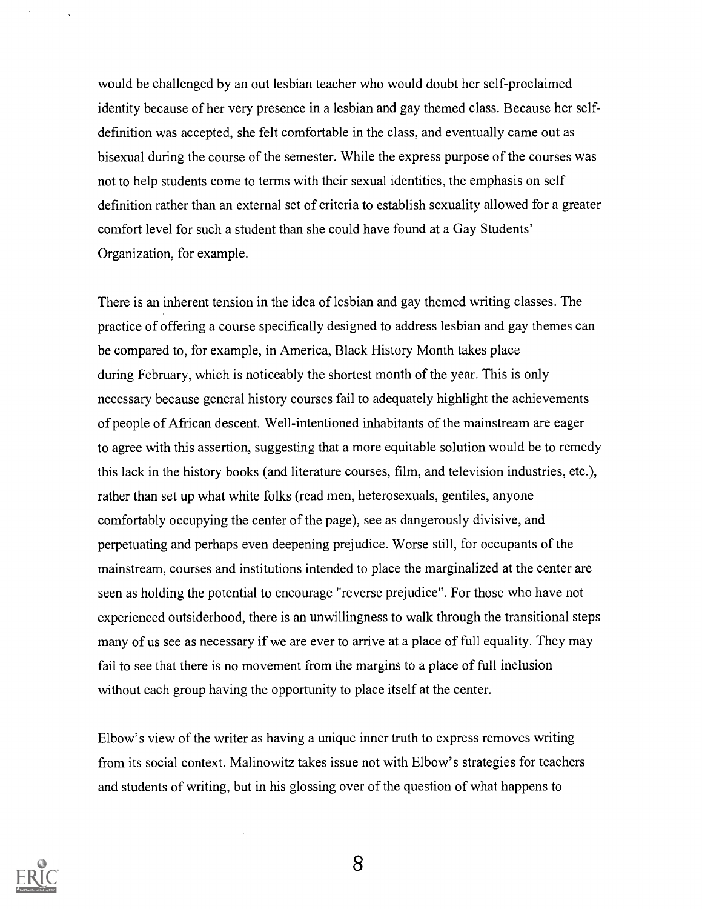would be challenged by an out lesbian teacher who would doubt her self-proclaimed identity because of her very presence in a lesbian and gay themed class. Because her self-definition was accepted, she felt comfortable in the class, and eventually came out as bisexual during the course of the semester. While the express purpose of the courses was not to help students come to terms with their sexual identities, the emphasis on self definition rather than an external set of criteria to establish sexuality allowed for a greater comfort level for such a student than she could have found at a Gay Students' Organization, for example.

There is an inherent tension in the idea of lesbian and gay themed writing classes. The practice of offering a course specifically designed to address lesbian and gay themes can be compared to, for example, in America, Black History Month takes place during February, which is noticeably the shortest month of the year. This is only necessary because general history courses fail to adequately highlight the achievements of people of African descent. Well-intentioned inhabitants of the mainstream are eager to agree with this assertion, suggesting that a more equitable solution would be to remedy this lack in the history books (and literature courses, film, and television industries, etc.), rather than set up what white folks (read men, heterosexuals, gentiles, anyone comfortably occupying the center of the page), see as dangerously divisive, and perpetuating and perhaps even deepening prejudice. Worse still, for occupants of the mainstream, courses and institutions intended to place the marginalized at the center are seen as holding the potential to encourage "reverse prejudice". For those who have not experienced outsiderhood, there is an unwillingness to walk through the transitional steps many of us see as necessary if we are ever to arrive at a place of full equality. They may fail to see that there is no movement from the margins to a place of full inclusion without each group having the opportunity to place itself at the center.

Elbow's view of the writer as having a unique inner truth to express removes writing from its social context. Malinowitz takes issue not with Elbow's strategies for teachers and students of writing, but in his glossing over of the question of what happens to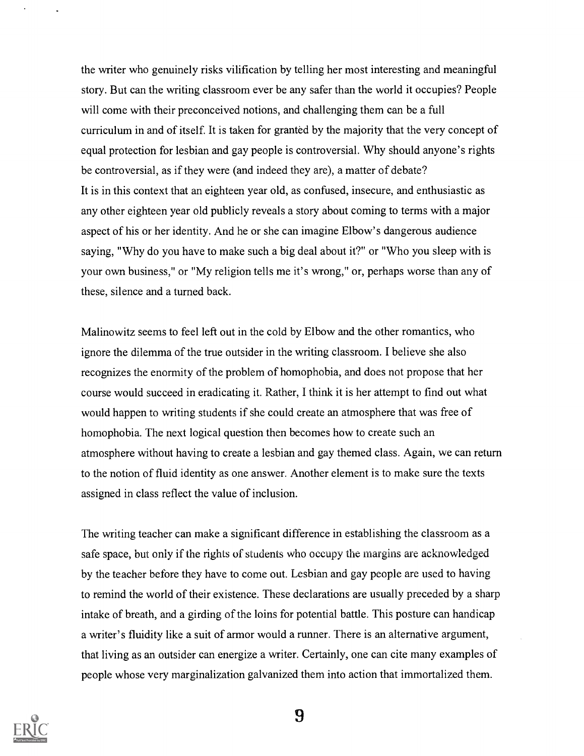the writer who genuinely risks vilification by telling her most interesting and meaningful story. But can the writing classroom ever be any safer than the world it occupies? People will come with their preconceived notions, and challenging them can be a full curriculum in and of itself. It is taken for granted by the majority that the very concept of equal protection for lesbian and gay people is controversial. Why should anyone's rights be controversial, as if they were (and indeed they are), a matter of debate?
It is in this context that an eighteen year old, as confused, insecure, and enthusiastic as any other eighteen year old publicly reveals a story about coming to terms with a major aspect of his or her identity. And he or she can imagine Elbow's dangerous audience saying, "Why do you have to make such a big deal about it?" or "Who you sleep with is your own business," or "My religion tells me it's wrong," or, perhaps worse than any of these, silence and a turned back.

Malinowitz seems to feel left out in the cold by Elbow and the other romantics, who ignore the dilemma of the true outsider in the writing classroom. I believe she also recognizes the enormity of the problem of homophobia, and does not propose that her course would succeed in eradicating it. Rather, I think it is her attempt to find out what would happen to writing students if she could create an atmosphere that was free of homophobia. The next logical question then becomes how to create such an atmosphere without having to create a lesbian and gay themed class. Again, we can return to the notion of fluid identity as one answer. Another element is to make sure the texts assigned in class reflect the value of inclusion.

The writing teacher can make a significant difference in establishing the classroom as a safe space, but only if the rights of students who occupy the margins are acknowledged by the teacher before they have to come out. Lesbian and gay people are used to having to remind the world of their existence. These declarations are usually preceded by a sharp intake of breath, and a girding of the loins for potential battle. This posture can handicap a writer's fluidity like a suit of armor would a runner. There is an alternative argument, that living as an outsider can energize a writer. Certainly, one can cite many examples of people whose very marginalization galvanized them into action that immortalized them.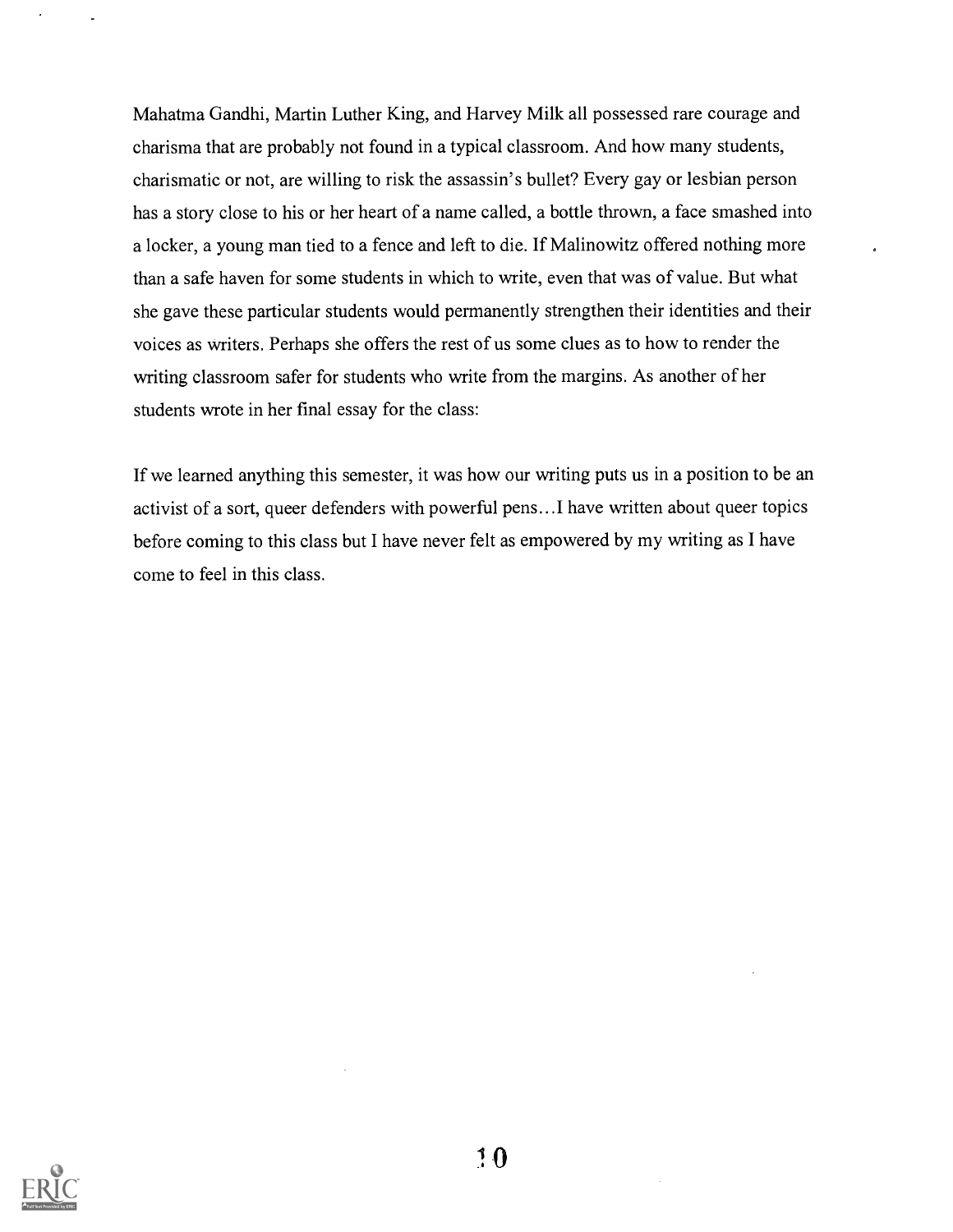Mahatma Gandhi, Martin Luther King, and Harvey Milk all possessed rare courage and charisma that are probably not found in a typical classroom. And how many students, charismatic or not, are willing to risk the assassin's bullet? Every gay or lesbian person has a story close to his or her heart of a name called, a bottle thrown, a face smashed into a locker, a young man tied to a fence and left to die. If Malinowitz offered nothing more than a safe haven for some students in which to write, even that was of value. But what she gave these particular students would permanently strengthen their identities and their voices as writers. Perhaps she offers the rest of us some clues as to how to render the writing classroom safer for students who write from the margins. As another of her students wrote in her final essay for the class:

If we learned anything this semester, it was how our writing puts us in a position to be an activist of a sort, queer defenders with powerful pens…I have written about queer topics before coming to this class but I have never felt as empowered by my writing as I have come to feel in this class.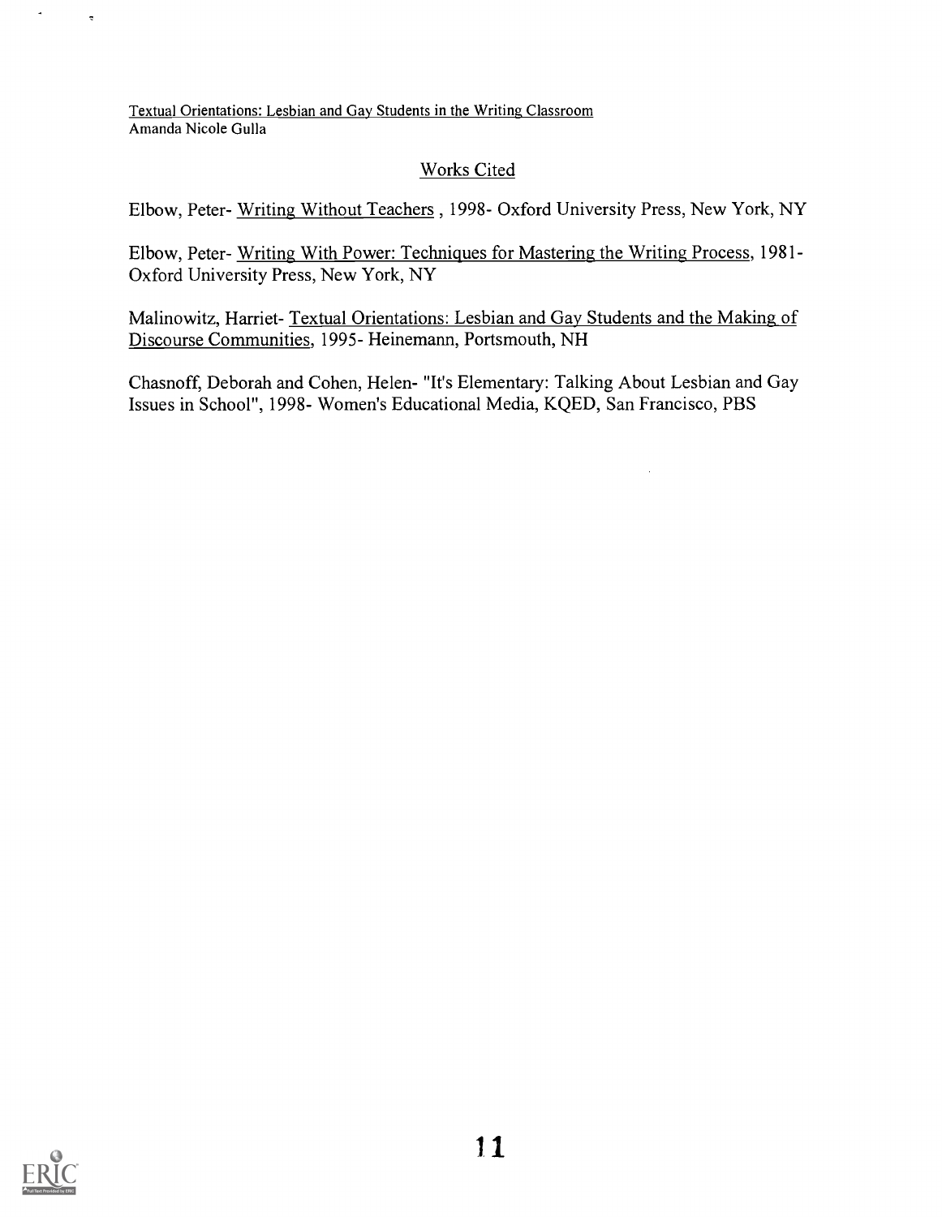## Works Cited

Elbow, Peter- Writing Without Teachers , 1998- Oxford University Press, New York, NY

Elbow, Peter- Writing With Power: Techniques for Mastering the Writing Process, 1981- Oxford University Press, New York, NY

Malinowitz, Harriet- Textual Orientations: Lesbian and Gay Students and the Making of Discourse Communities, 1995- Heinemann, Portsmouth, NH

Chasnoff, Deborah and Cohen, Helen- "It's Elementary: Talking About Lesbian and Gay Issues in School", 1998- Women's Educational Media, KQED, San Francisco, PBS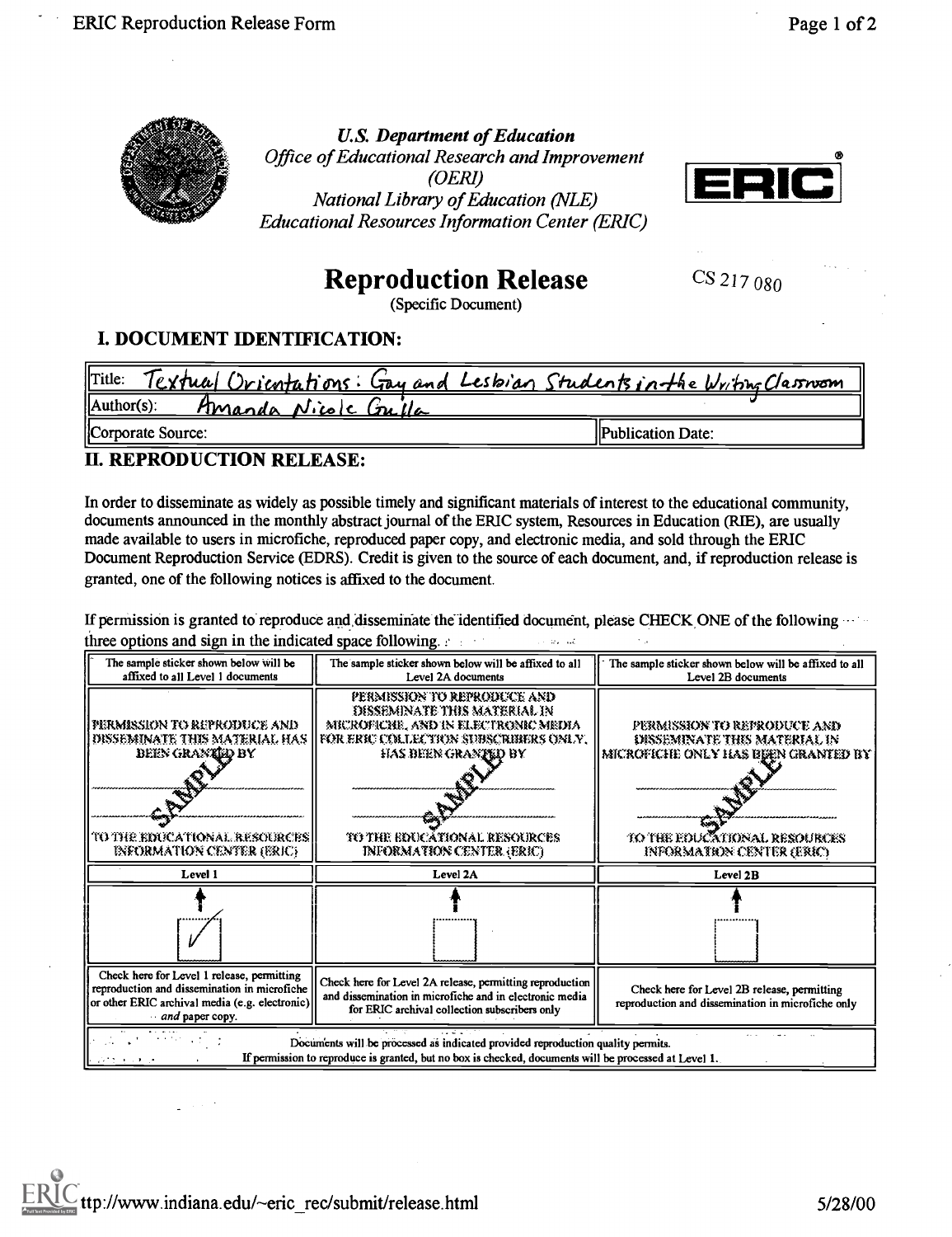U.S. Department of Education
*Office of Educational Research and Improvement (OERI)*
*National Library of Education (NLE)*
*Educational Resources Information Center (ERIC)*

ERIC

# Reproduction Release

(Specific Document)

CS 217 080

## I. DOCUMENT IDENTIFICATION:

| Title: Textual Orientations: Gay and Lesbian Students in the Writing Classroom | |
|---|---|
| Author(s): Amanda Nicole Gulla | |
| Corporate Source: | Publication Date: |

## II. REPRODUCTION RELEASE:

In order to disseminate as widely as possible timely and significant materials of interest to the educational community, documents announced in the monthly abstract journal of the ERIC system, Resources in Education (RIE), are usually made available to users in microfiche, reproduced paper copy, and electronic media, and sold through the ERIC Document Reproduction Service (EDRS). Credit is given to the source of each document, and, if reproduction release is granted, one of the following notices is affixed to the document.

If permission is granted to reproduce and disseminate the identified document, please CHECK ONE of the following three options and sign in the indicated space following.

| The sample sticker shown below will be affixed to all Level 1 documents | The sample sticker shown below will be affixed to all Level 2A documents | The sample sticker shown below will be affixed to all Level 2B documents |
|---|---|---|
| PERMISSION TO REPRODUCE AND DISSEMINATE THIS MATERIAL HAS BEEN GRANTED BY ____ SAMPLE ____ TO THE EDUCATIONAL RESOURCES INFORMATION CENTER (ERIC) | PERMISSION TO REPRODUCE AND DISSEMINATE THIS MATERIAL IN MICROFICHE, AND IN ELECTRONIC MEDIA FOR ERIC COLLECTION SUBSCRIBERS ONLY, HAS BEEN GRANTED BY ____ SAMPLE ____ TO THE EDUCATIONAL RESOURCES INFORMATION CENTER (ERIC) | PERMISSION TO REPRODUCE AND DISSEMINATE THIS MATERIAL IN MICROFICHE ONLY HAS BEEN GRANTED BY ____ SAMPLE ____ TO THE EDUCATIONAL RESOURCES INFORMATION CENTER (ERIC) |
| Level 1 | Level 2A | Level 2B |
| ✓ | ☐ | ☐ |
| Check here for Level 1 release, permitting reproduction and dissemination in microfiche or other ERIC archival media (e.g. electronic) *and* paper copy. | Check here for Level 2A release, permitting reproduction and dissemination in microfiche and in electronic media for ERIC archival collection subscribers only | Check here for Level 2B release, permitting reproduction and dissemination in microfiche only |

Documents will be processed as indicated provided reproduction quality permits.
If permission to reproduce is granted, but no box is checked, documents will be processed at Level 1.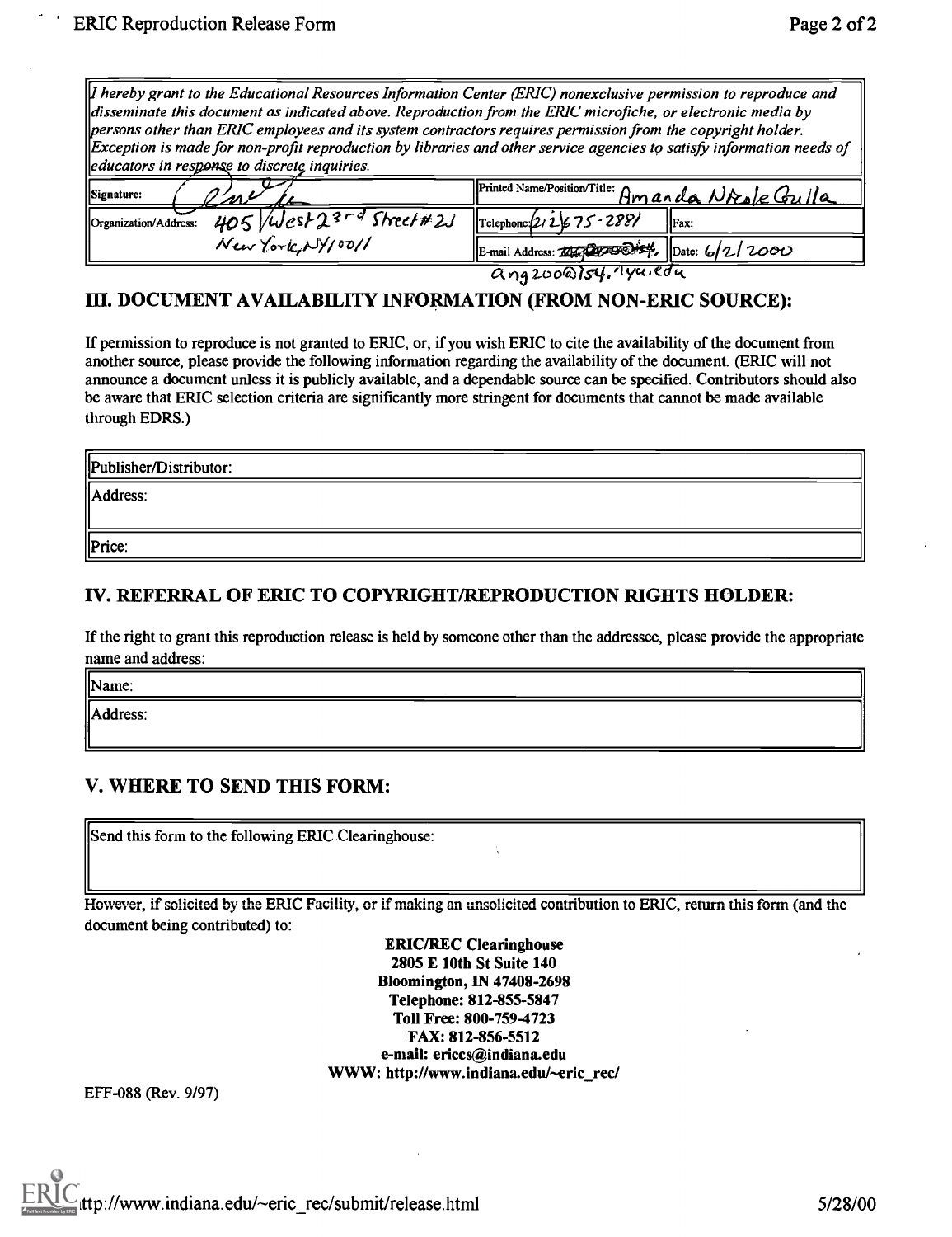*I hereby grant to the Educational Resources Information Center (ERIC) nonexclusive permission to reproduce and disseminate this document as indicated above. Reproduction from the ERIC microfiche, or electronic media by persons other than ERIC employees and its system contractors requires permission from the copyright holder. Exception is made for non-profit reproduction by libraries and other service agencies to satisfy information needs of educators in response to discrete inquiries.*

| | | | |
|---|---|---|---|
| Signature: | | Printed Name/Position/Title: Amanda Nicole Gulla | |
| Organization/Address: | 405 West 23rd Street #2J New York, NY 10011 | Telephone: (212) 675-2881 | Fax: |
| | | E-mail Address: ang200@is4.nyu.edu | Date: 6/2/2000 |

## III. DOCUMENT AVAILABILITY INFORMATION (FROM NON-ERIC SOURCE):

If permission to reproduce is not granted to ERIC, or, if you wish ERIC to cite the availability of the document from another source, please provide the following information regarding the availability of the document. (ERIC will not announce a document unless it is publicly available, and a dependable source can be specified. Contributors should also be aware that ERIC selection criteria are significantly more stringent for documents that cannot be made available through EDRS.)

| |
|---|
| Publisher/Distributor: |
| Address: |
| Price: |

## IV. REFERRAL OF ERIC TO COPYRIGHT/REPRODUCTION RIGHTS HOLDER:

If the right to grant this reproduction release is held by someone other than the addressee, please provide the appropriate name and address:

| |
|---|
| Name: |
| Address: |

## V. WHERE TO SEND THIS FORM:

| |
|---|
| Send this form to the following ERIC Clearinghouse: |

However, if solicited by the ERIC Facility, or if making an unsolicited contribution to ERIC, return this form (and the document being contributed) to:

**ERIC/REC Clearinghouse**
**2805 E 10th St Suite 140**
**Bloomington, IN 47408-2698**
**Telephone: 812-855-5847**
**Toll Free: 800-759-4723**
**FAX: 812-856-5512**
**e-mail: ericcs@indiana.edu**
**WWW: http://www.indiana.edu/~eric_rec/**

EFF-088 (Rev. 9/97)